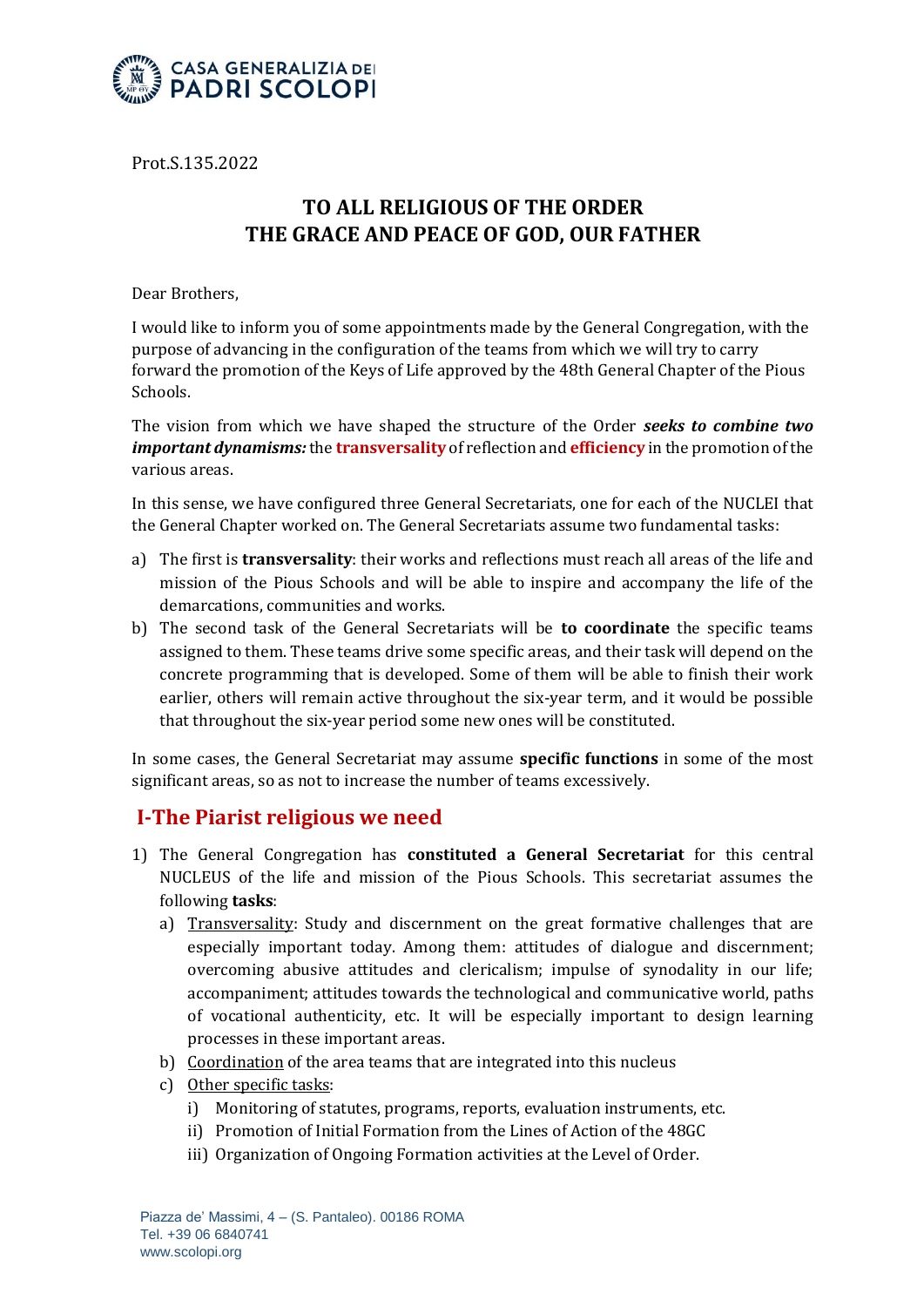Prot.S.135.2022

# TO ALL RELIGIOUS OF THE ORDER
# THE GRACE AND PEACE OF GOD, OUR FATHER

Dear Brothers,

I would like to inform you of some appointments made by the General Congregation, with the purpose of advancing in the configuration of the teams from which we will try to carry forward the promotion of the Keys of Life approved by the 48th General Chapter of the Pious Schools.

The vision from which we have shaped the structure of the Order ***seeks to combine two important dynamisms:*** the **transversality** of reflection and **efficiency** in the promotion of the various areas.

In this sense, we have configured three General Secretariats, one for each of the NUCLEI that the General Chapter worked on. The General Secretariats assume two fundamental tasks:

a) The first is **transversality**: their works and reflections must reach all areas of the life and mission of the Pious Schools and will be able to inspire and accompany the life of the demarcations, communities and works.
b) The second task of the General Secretariats will be **to coordinate** the specific teams assigned to them. These teams drive some specific areas, and their task will depend on the concrete programming that is developed. Some of them will be able to finish their work earlier, others will remain active throughout the six-year term, and it would be possible that throughout the six-year period some new ones will be constituted.

In some cases, the General Secretariat may assume **specific functions** in some of the most significant areas, so as not to increase the number of teams excessively.

## I-The Piarist religious we need

1) The General Congregation has **constituted a General Secretariat** for this central NUCLEUS of the life and mission of the Pious Schools. This secretariat assumes the following **tasks**:
   a) Transversality: Study and discernment on the great formative challenges that are especially important today. Among them: attitudes of dialogue and discernment; overcoming abusive attitudes and clericalism; impulse of synodality in our life; accompaniment; attitudes towards the technological and communicative world, paths of vocational authenticity, etc. It will be especially important to design learning processes in these important areas.
   b) Coordination of the area teams that are integrated into this nucleus
   c) Other specific tasks:
      i) Monitoring of statutes, programs, reports, evaluation instruments, etc.
      ii) Promotion of Initial Formation from the Lines of Action of the 48GC
      iii) Organization of Ongoing Formation activities at the Level of Order.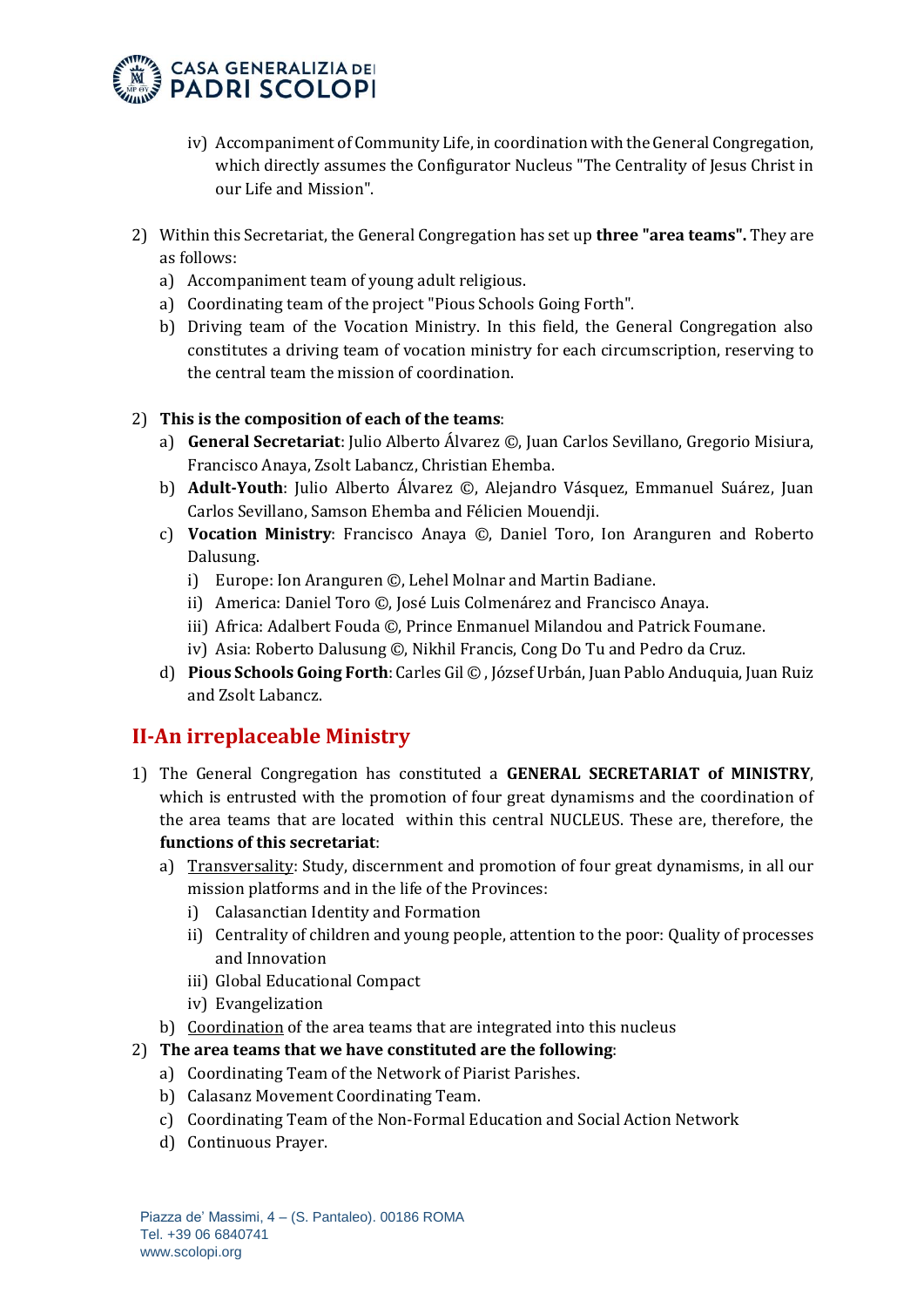iv) Accompaniment of Community Life, in coordination with the General Congregation, which directly assumes the Configurator Nucleus "The Centrality of Jesus Christ in our Life and Mission".

2) Within this Secretariat, the General Congregation has set up **three "area teams".** They are as follows:
   a) Accompaniment team of young adult religious.
   a) Coordinating team of the project "Pious Schools Going Forth".
   b) Driving team of the Vocation Ministry. In this field, the General Congregation also constitutes a driving team of vocation ministry for each circumscription, reserving to the central team the mission of coordination.

2) **This is the composition of each of the teams**:
   a) **General Secretariat**: Julio Alberto Álvarez ©, Juan Carlos Sevillano, Gregorio Misiura, Francisco Anaya, Zsolt Labancz, Christian Ehemba.
   b) **Adult-Youth**: Julio Alberto Álvarez ©, Alejandro Vásquez, Emmanuel Suárez, Juan Carlos Sevillano, Samson Ehemba and Félicien Mouendji.
   c) **Vocation Ministry**: Francisco Anaya ©, Daniel Toro, Ion Aranguren and Roberto Dalusung.
      i) Europe: Ion Aranguren ©, Lehel Molnar and Martin Badiane.
      ii) America: Daniel Toro ©, José Luis Colmenárez and Francisco Anaya.
      iii) Africa: Adalbert Fouda ©, Prince Enmanuel Milandou and Patrick Foumane.
      iv) Asia: Roberto Dalusung ©, Nikhil Francis, Cong Do Tu and Pedro da Cruz.
   d) **Pious Schools Going Forth**: Carles Gil © , József Urbán, Juan Pablo Anduquia, Juan Ruiz and Zsolt Labancz.

## II-An irreplaceable Ministry

1) The General Congregation has constituted a **GENERAL SECRETARIAT of MINISTRY**, which is entrusted with the promotion of four great dynamisms and the coordination of the area teams that are located within this central NUCLEUS. These are, therefore, the **functions of this secretariat**:
   a) Transversality: Study, discernment and promotion of four great dynamisms, in all our mission platforms and in the life of the Provinces:
      i) Calasanctian Identity and Formation
      ii) Centrality of children and young people, attention to the poor: Quality of processes and Innovation
      iii) Global Educational Compact
      iv) Evangelization
   b) Coordination of the area teams that are integrated into this nucleus
2) **The area teams that we have constituted are the following**:
   a) Coordinating Team of the Network of Piarist Parishes.
   b) Calasanz Movement Coordinating Team.
   c) Coordinating Team of the Non-Formal Education and Social Action Network
   d) Continuous Prayer.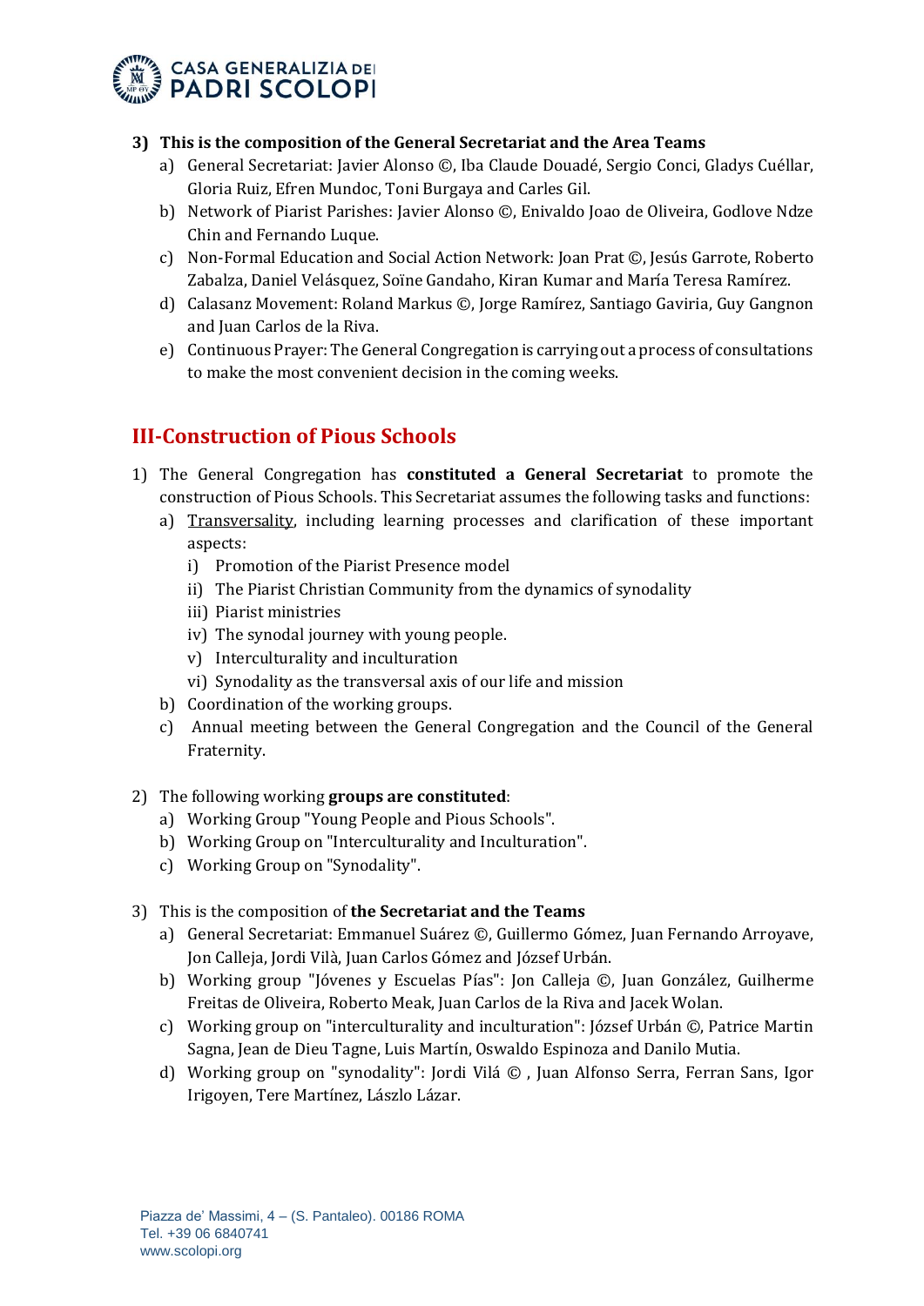3) **This is the composition of the General Secretariat and the Area Teams**
   a) General Secretariat: Javier Alonso ©, Iba Claude Douadé, Sergio Conci, Gladys Cuéllar, Gloria Ruiz, Efren Mundoc, Toni Burgaya and Carles Gil.
   b) Network of Piarist Parishes: Javier Alonso ©, Enivaldo Joao de Oliveira, Godlove Ndze Chin and Fernando Luque.
   c) Non-Formal Education and Social Action Network: Joan Prat ©, Jesús Garrote, Roberto Zabalza, Daniel Velásquez, Soïne Gandaho, Kiran Kumar and María Teresa Ramírez.
   d) Calasanz Movement: Roland Markus ©, Jorge Ramírez, Santiago Gaviria, Guy Gangnon and Juan Carlos de la Riva.
   e) Continuous Prayer: The General Congregation is carrying out a process of consultations to make the most convenient decision in the coming weeks.

## III-Construction of Pious Schools

1) The General Congregation has **constituted a General Secretariat** to promote the construction of Pious Schools. This Secretariat assumes the following tasks and functions:
   a) Transversality, including learning processes and clarification of these important aspects:
      i) Promotion of the Piarist Presence model
      ii) The Piarist Christian Community from the dynamics of synodality
      iii) Piarist ministries
      iv) The synodal journey with young people.
      v) Interculturality and inculturation
      vi) Synodality as the transversal axis of our life and mission
   b) Coordination of the working groups.
   c) Annual meeting between the General Congregation and the Council of the General Fraternity.

2) The following working **groups are constituted**:
   a) Working Group "Young People and Pious Schools".
   b) Working Group on "Interculturality and Inculturation".
   c) Working Group on "Synodality".

3) This is the composition of **the Secretariat and the Teams**
   a) General Secretariat: Emmanuel Suárez ©, Guillermo Gómez, Juan Fernando Arroyave, Jon Calleja, Jordi Vilà, Juan Carlos Gómez and József Urbán.
   b) Working group "Jóvenes y Escuelas Pías": Jon Calleja ©, Juan González, Guilherme Freitas de Oliveira, Roberto Meak, Juan Carlos de la Riva and Jacek Wolan.
   c) Working group on "interculturality and inculturation": József Urbán ©, Patrice Martin Sagna, Jean de Dieu Tagne, Luis Martín, Oswaldo Espinoza and Danilo Mutia.
   d) Working group on "synodality": Jordi Vilá © , Juan Alfonso Serra, Ferran Sans, Igor Irigoyen, Tere Martínez, Lászlo Lázar.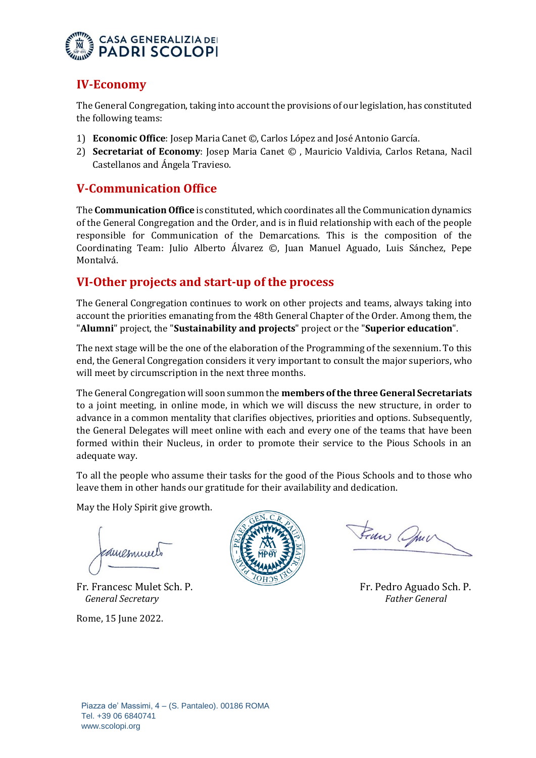## IV-Economy

The General Congregation, taking into account the provisions of our legislation, has constituted the following teams:

1) **Economic Office**: Josep Maria Canet ©, Carlos López and José Antonio García.
2) **Secretariat of Economy**: Josep Maria Canet © , Mauricio Valdivia, Carlos Retana, Nacil Castellanos and Ángela Travieso.

## V-Communication Office

The **Communication Office** is constituted, which coordinates all the Communication dynamics of the General Congregation and the Order, and is in fluid relationship with each of the people responsible for Communication of the Demarcations. This is the composition of the Coordinating Team: Julio Alberto Álvarez ©, Juan Manuel Aguado, Luis Sánchez, Pepe Montalvá.

## VI-Other projects and start-up of the process

The General Congregation continues to work on other projects and teams, always taking into account the priorities emanating from the 48th General Chapter of the Order. Among them, the "**Alumni**" project, the "**Sustainability and projects**" project or the "**Superior education**".

The next stage will be the one of the elaboration of the Programming of the sexennium. To this end, the General Congregation considers it very important to consult the major superiors, who will meet by circumscription in the next three months.

The General Congregation will soon summon the **members of the three General Secretariats** to a joint meeting, in online mode, in which we will discuss the new structure, in order to advance in a common mentality that clarifies objectives, priorities and options. Subsequently, the General Delegates will meet online with each and every one of the teams that have been formed within their Nucleus, in order to promote their service to the Pious Schools in an adequate way.

To all the people who assume their tasks for the good of the Pious Schools and to those who leave them in other hands our gratitude for their availability and dedication.

May the Holy Spirit give growth.

Fr. Francesc Mulet Sch. P.
*General Secretary*

Fr. Pedro Aguado Sch. P.
*Father General*

Rome, 15 June 2022.

Piazza de' Massimi, 4 – (S. Pantaleo). 00186 ROMA
Tel. +39 06 6840741
www.scolopi.org